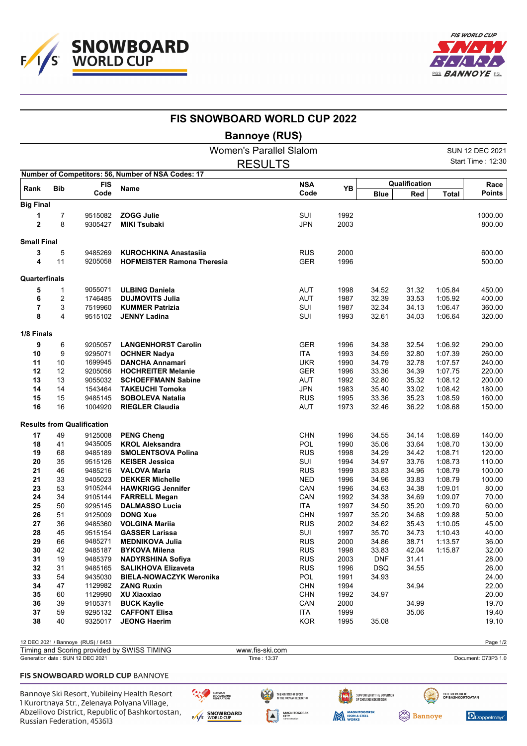# FIS SNOWBOARD WORLD CUP 2022

## Bannoye (RUS)

Women's Parallel Slalom

RESULTS

SUN 12 DEC 2021
Start Time : 12:30

Number of Competitors: 56, Number of NSA Codes: 17

| Rank | Bib | FIS Code | Name | NSA Code | YB | Qualification | | | Race Points |
|---|---|---|---|---|---|---|---|---|---|
| | | | | | | Blue | Red | Total | |
| **Big Final** | | | | | | | | | |
| **1** | 7 | 9515082 | **ZOGG Julie** | SUI | 1992 | | | | 1000.00 |
| **2** | 8 | 9305427 | **MIKI Tsubaki** | JPN | 2003 | | | | 800.00 |
| **Small Final** | | | | | | | | | |
| **3** | 5 | 9485269 | **KUROCHKINA Anastasiia** | RUS | 2000 | | | | 600.00 |
| **4** | 11 | 9205058 | **HOFMEISTER Ramona Theresia** | GER | 1996 | | | | 500.00 |
| **Quarterfinals** | | | | | | | | | |
| **5** | 1 | 9055071 | **ULBING Daniela** | AUT | 1998 | 34.52 | 31.32 | 1:05.84 | 450.00 |
| **6** | 2 | 1746485 | **DUJMOVITS Julia** | AUT | 1987 | 32.39 | 33.53 | 1:05.92 | 400.00 |
| **7** | 3 | 7519960 | **KUMMER Patrizia** | SUI | 1987 | 32.34 | 34.13 | 1:06.47 | 360.00 |
| **8** | 4 | 9515102 | **JENNY Ladina** | SUI | 1993 | 32.61 | 34.03 | 1:06.64 | 320.00 |
| **1/8 Finals** | | | | | | | | | |
| **9** | 6 | 9205057 | **LANGENHORST Carolin** | GER | 1996 | 34.38 | 32.54 | 1:06.92 | 290.00 |
| **10** | 9 | 9295071 | **OCHNER Nadya** | ITA | 1993 | 34.59 | 32.80 | 1:07.39 | 260.00 |
| **11** | 10 | 1699945 | **DANCHA Annamari** | UKR | 1990 | 34.79 | 32.78 | 1:07.57 | 240.00 |
| **12** | 12 | 9205056 | **HOCHREITER Melanie** | GER | 1996 | 33.36 | 34.39 | 1:07.75 | 220.00 |
| **13** | 13 | 9055032 | **SCHOEFFMANN Sabine** | AUT | 1992 | 32.80 | 35.32 | 1:08.12 | 200.00 |
| **14** | 14 | 1543464 | **TAKEUCHI Tomoka** | JPN | 1983 | 35.40 | 33.02 | 1:08.42 | 180.00 |
| **15** | 15 | 9485145 | **SOBOLEVA Natalia** | RUS | 1995 | 33.36 | 35.23 | 1:08.59 | 160.00 |
| **16** | 16 | 1004920 | **RIEGLER Claudia** | AUT | 1973 | 32.46 | 36.22 | 1:08.68 | 150.00 |
| **Results from Qualification** | | | | | | | | | |
| **17** | 49 | 9125008 | **PENG Cheng** | CHN | 1996 | 34.55 | 34.14 | 1:08.69 | 140.00 |
| **18** | 41 | 9435005 | **KROL Aleksandra** | POL | 1990 | 35.06 | 33.64 | 1:08.70 | 130.00 |
| **19** | 68 | 9485189 | **SMOLENTSOVA Polina** | RUS | 1998 | 34.29 | 34.42 | 1:08.71 | 120.00 |
| **20** | 35 | 9515126 | **KEISER Jessica** | SUI | 1994 | 34.97 | 33.76 | 1:08.73 | 110.00 |
| **21** | 46 | 9485216 | **VALOVA Maria** | RUS | 1999 | 33.83 | 34.96 | 1:08.79 | 100.00 |
| **21** | 33 | 9405023 | **DEKKER Michelle** | NED | 1996 | 34.96 | 33.83 | 1:08.79 | 100.00 |
| **23** | 53 | 9105244 | **HAWKRIGG Jennifer** | CAN | 1996 | 34.63 | 34.38 | 1:09.01 | 80.00 |
| **24** | 34 | 9105144 | **FARRELL Megan** | CAN | 1992 | 34.38 | 34.69 | 1:09.07 | 70.00 |
| **25** | 50 | 9295145 | **DALMASSO Lucia** | ITA | 1997 | 34.50 | 35.20 | 1:09.70 | 60.00 |
| **26** | 51 | 9125009 | **DONG Xue** | CHN | 1997 | 35.20 | 34.68 | 1:09.88 | 50.00 |
| **27** | 36 | 9485360 | **VOLGINA Mariia** | RUS | 2002 | 34.62 | 35.43 | 1:10.05 | 45.00 |
| **28** | 45 | 9515154 | **GASSER Larissa** | SUI | 1997 | 35.70 | 34.73 | 1:10.43 | 40.00 |
| **29** | 66 | 9485271 | **MEDNIKOVA Julia** | RUS | 2000 | 34.86 | 38.71 | 1:13.57 | 36.00 |
| **30** | 42 | 9485187 | **BYKOVA Milena** | RUS | 1998 | 33.83 | 42.04 | 1:15.87 | 32.00 |
| **31** | 19 | 9485379 | **NADYRSHINA Sofiya** | RUS | 2003 | DNF | 31.41 | | 28.00 |
| **32** | 31 | 9485165 | **SALIKHOVA Elizaveta** | RUS | 1996 | DSQ | 34.55 | | 26.00 |
| **33** | 54 | 9435030 | **BIELA-NOWACZYK Weronika** | POL | 1991 | 34.93 | | | 24.00 |
| **34** | 47 | 1129982 | **ZANG Ruxin** | CHN | 1994 | | 34.94 | | 22.00 |
| **35** | 60 | 1129990 | **XU Xiaoxiao** | CHN | 1992 | 34.97 | | | 20.00 |
| **36** | 39 | 9105371 | **BUCK Kaylie** | CAN | 2000 | | 34.99 | | 19.70 |
| **37** | 59 | 9295132 | **CAFFONT Elisa** | ITA | 1999 | | 35.06 | | 19.40 |
| **38** | 40 | 9325017 | **JEONG Haerim** | KOR | 1995 | 35.08 | | | 19.10 |

12 DEC 2021 / Bannoye (RUS) / 6453

Timing and Scoring provided by SWISS TIMING — www.fis-ski.com

Generation date : SUN 12 DEC 2021 — Time : 13:37 — Document: C73P3 1.0

**FIS SNOWBOARD WORLD CUP** BANNOYE

Bannoye Ski Resort, Yubileiny Health Resort
1 Kurortnaya Str., Zelenaya Polyana Village,
Abzelilovo District, Republic of Bashkortostan,
Russian Federation, 453613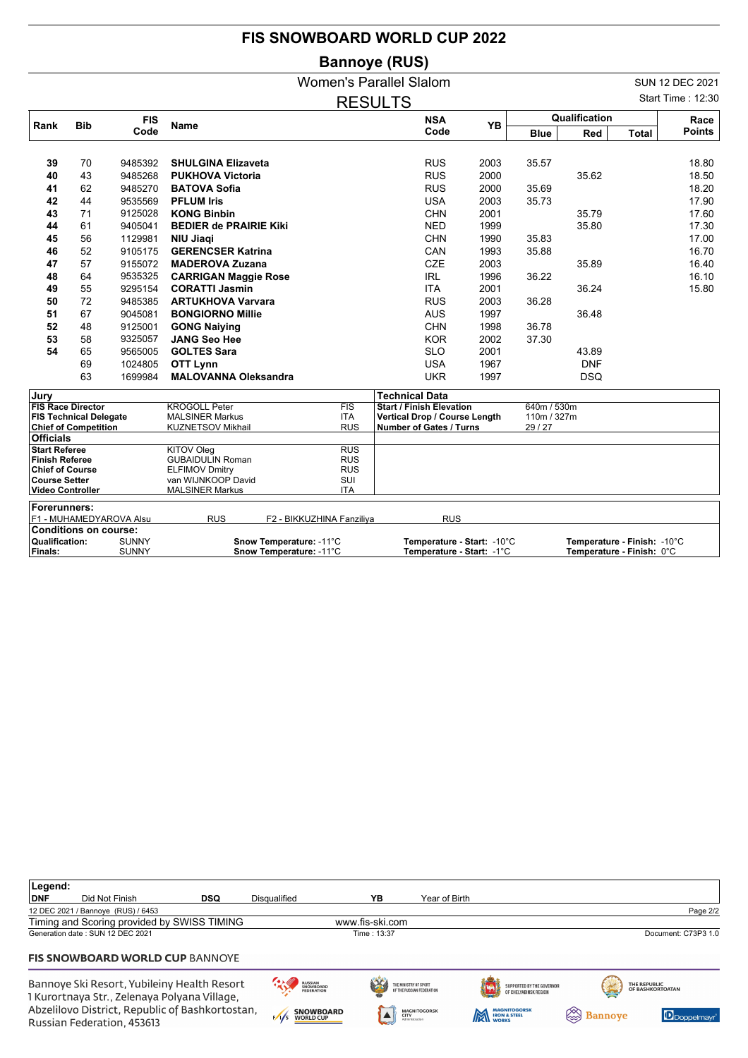# FIS SNOWBOARD WORLD CUP 2022

## Bannoye (RUS)

### Women's Parallel Slalom

### RESULTS

SUN 12 DEC 2021

Start Time : 12:30

| Rank | Bib | FIS Code | Name | NSA Code | YB | Qualification Blue | Qualification Red | Qualification Total | Race Points |
|---|---|---|---|---|---|---|---|---|---|
| 39 | 70 | 9485392 | **SHULGINA Elizaveta** | RUS | 2003 | 35.57 | | | 18.80 |
| 40 | 43 | 9485268 | **PUKHOVA Victoria** | RUS | 2000 | | 35.62 | | 18.50 |
| 41 | 62 | 9485270 | **BATOVA Sofia** | RUS | 2000 | 35.69 | | | 18.20 |
| 42 | 44 | 9535569 | **PFLUM Iris** | USA | 2003 | 35.73 | | | 17.90 |
| 43 | 71 | 9125028 | **KONG Binbin** | CHN | 2001 | | 35.79 | | 17.60 |
| 44 | 61 | 9405041 | **BEDIER de PRAIRIE Kiki** | NED | 1999 | | 35.80 | | 17.30 |
| 45 | 56 | 1129981 | **NIU Jiaqi** | CHN | 1990 | 35.83 | | | 17.00 |
| 46 | 52 | 9105175 | **GERENCSER Katrina** | CAN | 1993 | 35.88 | | | 16.70 |
| 47 | 57 | 9155072 | **MADEROVA Zuzana** | CZE | 2003 | | 35.89 | | 16.40 |
| 48 | 64 | 9535325 | **CARRIGAN Maggie Rose** | IRL | 1996 | 36.22 | | | 16.10 |
| 49 | 55 | 9295154 | **CORATTI Jasmin** | ITA | 2001 | | 36.24 | | 15.80 |
| 50 | 72 | 9485385 | **ARTUKHOVA Varvara** | RUS | 2003 | 36.28 | | | |
| 51 | 67 | 9045081 | **BONGIORNO Millie** | AUS | 1997 | | 36.48 | | |
| 52 | 48 | 9125001 | **GONG Naiying** | CHN | 1998 | 36.78 | | | |
| 53 | 58 | 9325057 | **JANG Seo Hee** | KOR | 2002 | 37.30 | | | |
| 54 | 65 | 9565005 | **GOLTES Sara** | SLO | 2001 | | 43.89 | | |
| | 69 | 1024805 | **OTT Lynn** | USA | 1967 | | DNF | | |
| | 63 | 1699984 | **MALOVANNA Oleksandra** | UKR | 1997 | | DSQ | | |

| Jury | | | Technical Data | |
|---|---|---|---|---|
| **FIS Race Director** | KROGOLL Peter | FIS | **Start / Finish Elevation** | 640m / 530m |
| **FIS Technical Delegate** | MALSINER Markus | ITA | **Vertical Drop / Course Length** | 110m / 327m |
| **Chief of Competition** | KUZNETSOV Mikhail | RUS | **Number of Gates / Turns** | 29 / 27 |
| **Officials** | | | | |
| **Start Referee** | KITOV Oleg | RUS | | |
| **Finish Referee** | GUBAIDULIN Roman | RUS | | |
| **Chief of Course** | ELFIMOV Dmitry | RUS | | |
| **Course Setter** | van WIJNKOOP David | SUI | | |
| **Video Controller** | MALSINER Markus | ITA | | |

**Forerunners:**

F1 - MUHAMEDYAROVA Alsu RUS — F2 - BIKKUZHINA Fanziliya RUS

**Conditions on course:**

| | | | | |
|---|---|---|---|---|
| **Qualification:** | SUNNY | **Snow Temperature:** -11°C | **Temperature - Start:** -10°C | **Temperature - Finish:** -10°C |
| **Finals:** | SUNNY | **Snow Temperature:** -11°C | **Temperature - Start:** -1°C | **Temperature - Finish:** 0°C |

**Legend:**

| | | | | | |
|---|---|---|---|---|---|
| **DNF** | Did Not Finish | **DSQ** | Disqualified | **YB** | Year of Birth |

12 DEC 2021 / Bannoye (RUS) / 6453

Timing and Scoring provided by SWISS TIMING — www.fis-ski.com

Generation date : SUN 12 DEC 2021 — Time : 13:37 — Document: C73P3 1.0

**FIS SNOWBOARD WORLD CUP** BANNOYE

Bannoye Ski Resort, Yubileiny Health Resort
1 Kurortnaya Str., Zelenaya Polyana Village,
Abzelilovo District, Republic of Bashkortostan,
Russian Federation, 453613